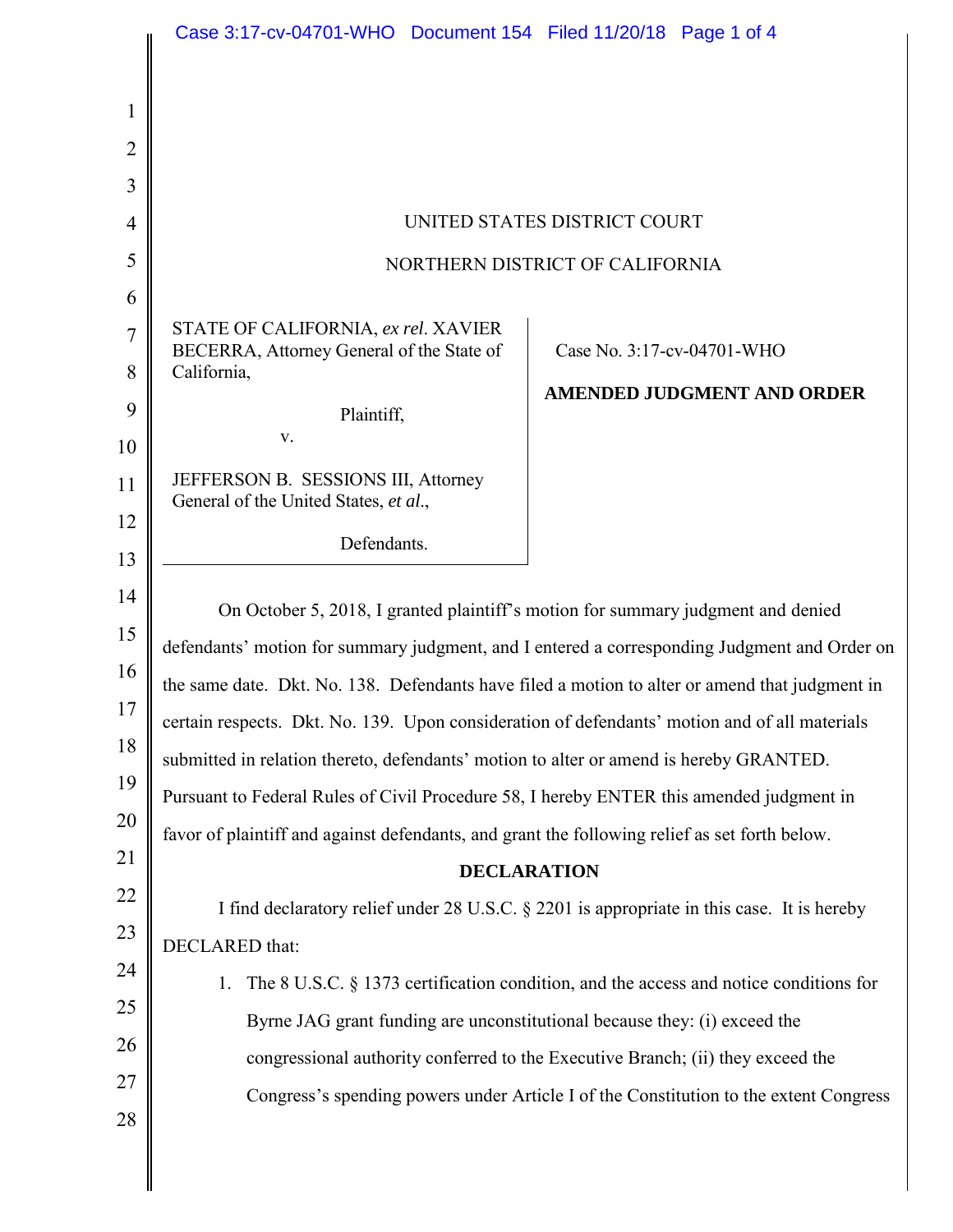UNITED STATES DISTRICT COURT

NORTHERN DISTRICT OF CALIFORNIA

STATE OF CALIFORNIA, *ex rel*. XAVIER BECERRA, Attorney General of the State of California,

Plaintiff,

v.

JEFFERSON B. SESSIONS III, Attorney General of the United States, *et al*.,

Defendants.

Case No. 3:17-cv-04701-WHO

**AMENDED JUDGMENT AND ORDER**

On October 5, 2018, I granted plaintiff's motion for summary judgment and denied defendants' motion for summary judgment, and I entered a corresponding Judgment and Order on the same date. Dkt. No. 138. Defendants have filed a motion to alter or amend that judgment in certain respects. Dkt. No. 139. Upon consideration of defendants' motion and of all materials submitted in relation thereto, defendants' motion to alter or amend is hereby GRANTED. Pursuant to Federal Rules of Civil Procedure 58, I hereby ENTER this amended judgment in favor of plaintiff and against defendants, and grant the following relief as set forth below.

**DECLARATION**

I find declaratory relief under 28 U.S.C. § 2201 is appropriate in this case. It is hereby DECLARED that:

1. The 8 U.S.C. § 1373 certification condition, and the access and notice conditions for Byrne JAG grant funding are unconstitutional because they: (i) exceed the congressional authority conferred to the Executive Branch; (ii) they exceed the Congress's spending powers under Article I of the Constitution to the extent Congress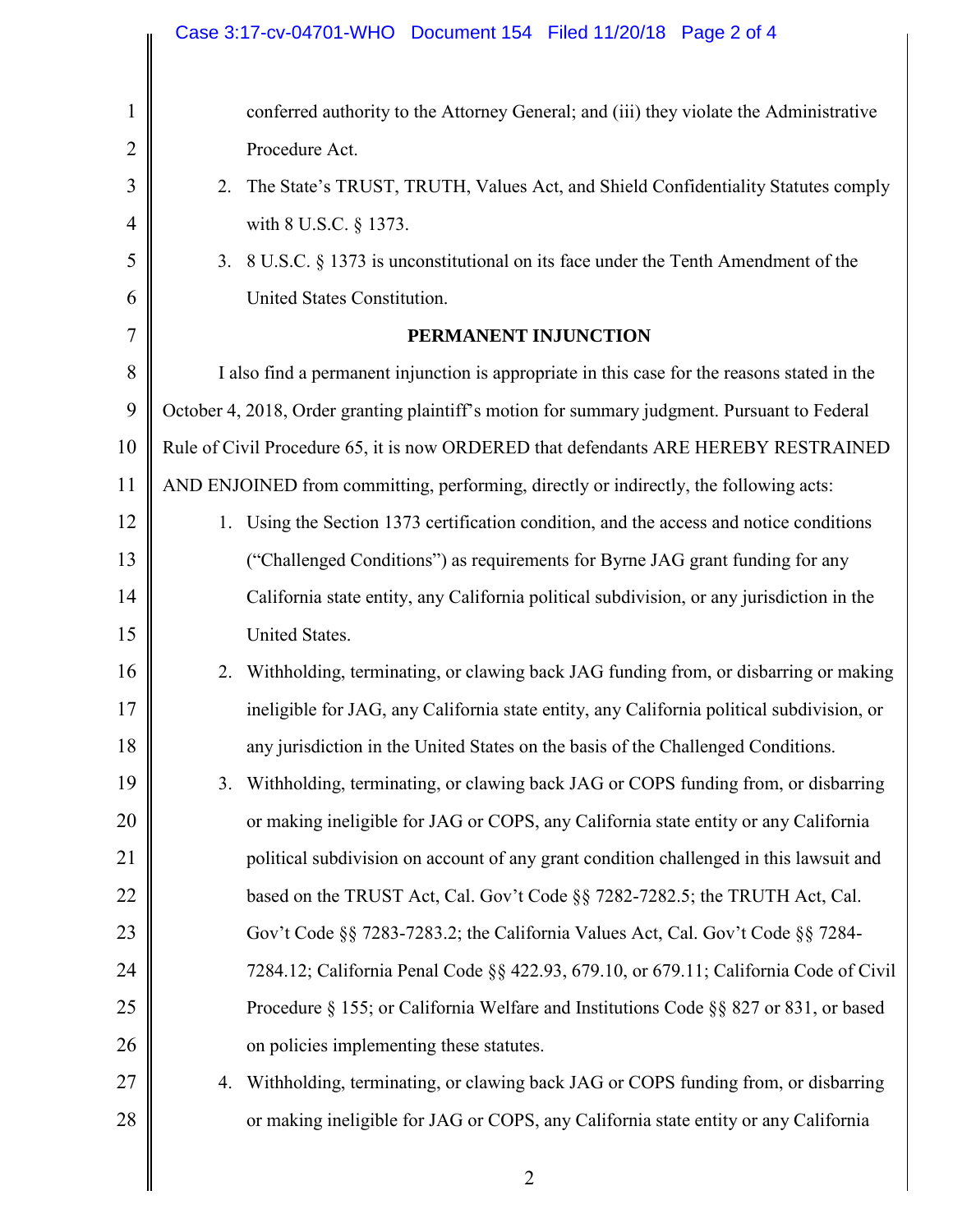conferred authority to the Attorney General; and (iii) they violate the Administrative Procedure Act.

2. The State's TRUST, TRUTH, Values Act, and Shield Confidentiality Statutes comply with 8 U.S.C. § 1373.
3. 8 U.S.C. § 1373 is unconstitutional on its face under the Tenth Amendment of the United States Constitution.

**PERMANENT INJUNCTION**

I also find a permanent injunction is appropriate in this case for the reasons stated in the October 4, 2018, Order granting plaintiff's motion for summary judgment. Pursuant to Federal Rule of Civil Procedure 65, it is now ORDERED that defendants ARE HEREBY RESTRAINED AND ENJOINED from committing, performing, directly or indirectly, the following acts:

1. Using the Section 1373 certification condition, and the access and notice conditions ("Challenged Conditions") as requirements for Byrne JAG grant funding for any California state entity, any California political subdivision, or any jurisdiction in the United States.
2. Withholding, terminating, or clawing back JAG funding from, or disbarring or making ineligible for JAG, any California state entity, any California political subdivision, or any jurisdiction in the United States on the basis of the Challenged Conditions.
3. Withholding, terminating, or clawing back JAG or COPS funding from, or disbarring or making ineligible for JAG or COPS, any California state entity or any California political subdivision on account of any grant condition challenged in this lawsuit and based on the TRUST Act, Cal. Gov't Code §§ 7282-7282.5; the TRUTH Act, Cal. Gov't Code §§ 7283-7283.2; the California Values Act, Cal. Gov't Code §§ 7284-7284.12; California Penal Code §§ 422.93, 679.10, or 679.11; California Code of Civil Procedure § 155; or California Welfare and Institutions Code §§ 827 or 831, or based on policies implementing these statutes.
4. Withholding, terminating, or clawing back JAG or COPS funding from, or disbarring or making ineligible for JAG or COPS, any California state entity or any California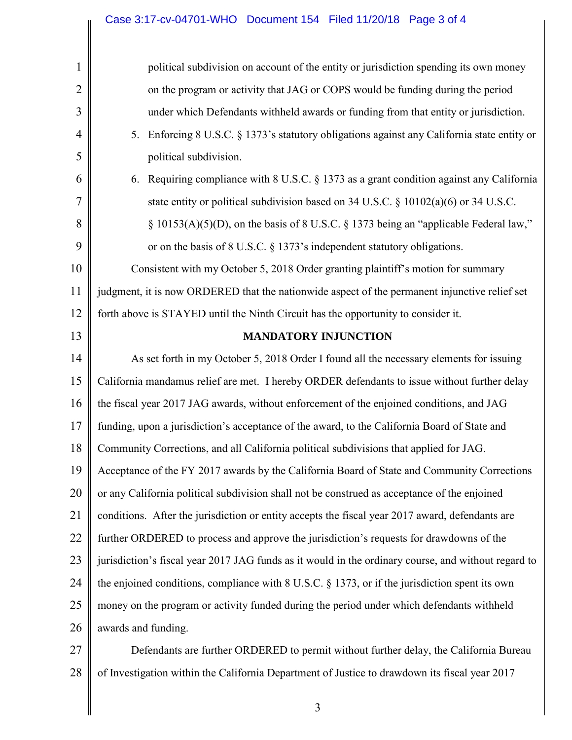political subdivision on account of the entity or jurisdiction spending its own money on the program or activity that JAG or COPS would be funding during the period under which Defendants withheld awards or funding from that entity or jurisdiction.

5. Enforcing 8 U.S.C. § 1373's statutory obligations against any California state entity or political subdivision.
6. Requiring compliance with 8 U.S.C. § 1373 as a grant condition against any California state entity or political subdivision based on 34 U.S.C. § 10102(a)(6) or 34 U.S.C. § 10153(A)(5)(D), on the basis of 8 U.S.C. § 1373 being an "applicable Federal law," or on the basis of 8 U.S.C. § 1373's independent statutory obligations.

Consistent with my October 5, 2018 Order granting plaintiff's motion for summary judgment, it is now ORDERED that the nationwide aspect of the permanent injunctive relief set forth above is STAYED until the Ninth Circuit has the opportunity to consider it.

## MANDATORY INJUNCTION

As set forth in my October 5, 2018 Order I found all the necessary elements for issuing California mandamus relief are met. I hereby ORDER defendants to issue without further delay the fiscal year 2017 JAG awards, without enforcement of the enjoined conditions, and JAG funding, upon a jurisdiction's acceptance of the award, to the California Board of State and Community Corrections, and all California political subdivisions that applied for JAG. Acceptance of the FY 2017 awards by the California Board of State and Community Corrections or any California political subdivision shall not be construed as acceptance of the enjoined conditions. After the jurisdiction or entity accepts the fiscal year 2017 award, defendants are further ORDERED to process and approve the jurisdiction's requests for drawdowns of the jurisdiction's fiscal year 2017 JAG funds as it would in the ordinary course, and without regard to the enjoined conditions, compliance with 8 U.S.C. § 1373, or if the jurisdiction spent its own money on the program or activity funded during the period under which defendants withheld awards and funding.

Defendants are further ORDERED to permit without further delay, the California Bureau of Investigation within the California Department of Justice to drawdown its fiscal year 2017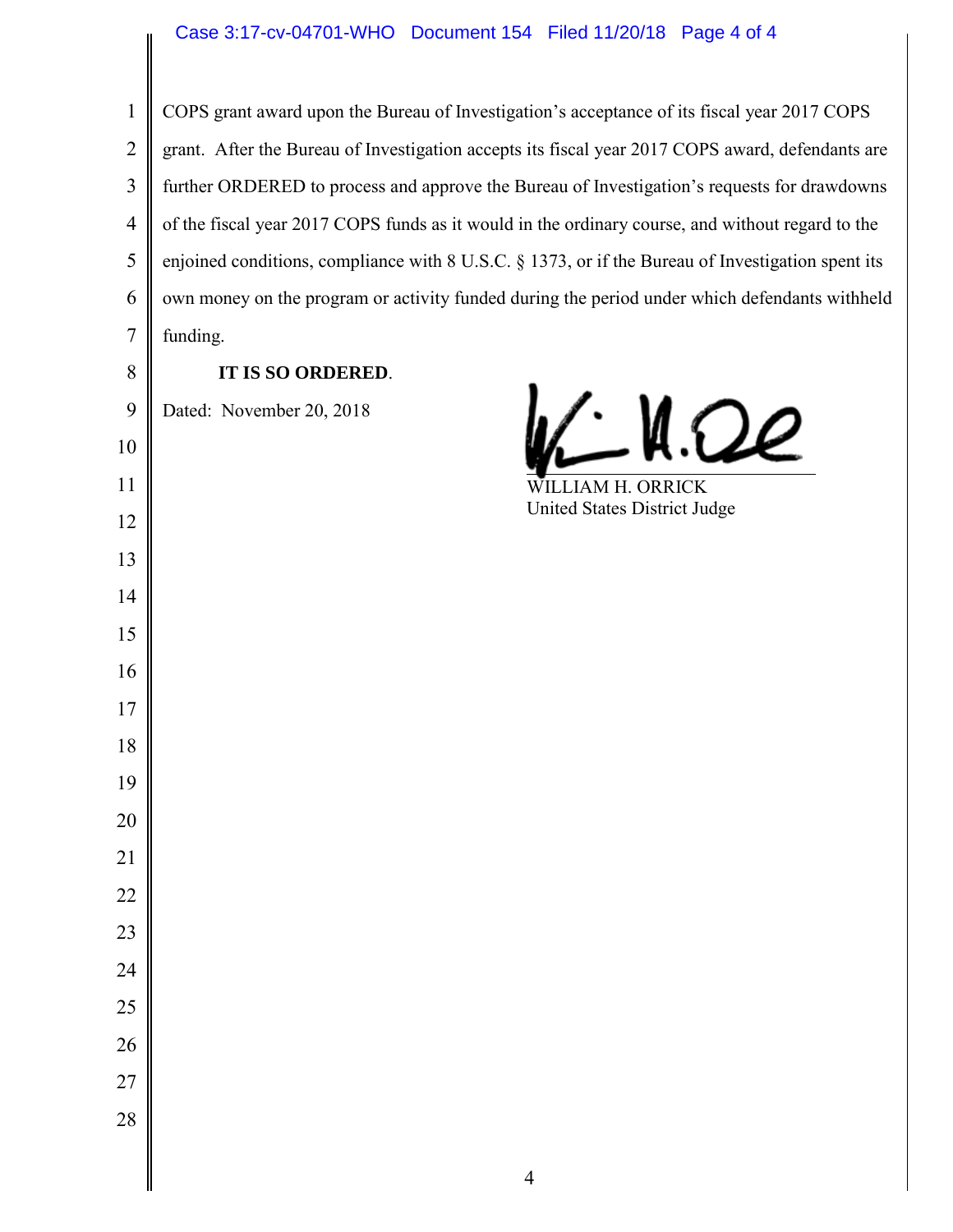COPS grant award upon the Bureau of Investigation's acceptance of its fiscal year 2017 COPS grant. After the Bureau of Investigation accepts its fiscal year 2017 COPS award, defendants are further ORDERED to process and approve the Bureau of Investigation's requests for drawdowns of the fiscal year 2017 COPS funds as it would in the ordinary course, and without regard to the enjoined conditions, compliance with 8 U.S.C. § 1373, or if the Bureau of Investigation spent its own money on the program or activity funded during the period under which defendants withheld funding.

**IT IS SO ORDERED**.

Dated: November 20, 2018

WILLIAM H. ORRICK
United States District Judge